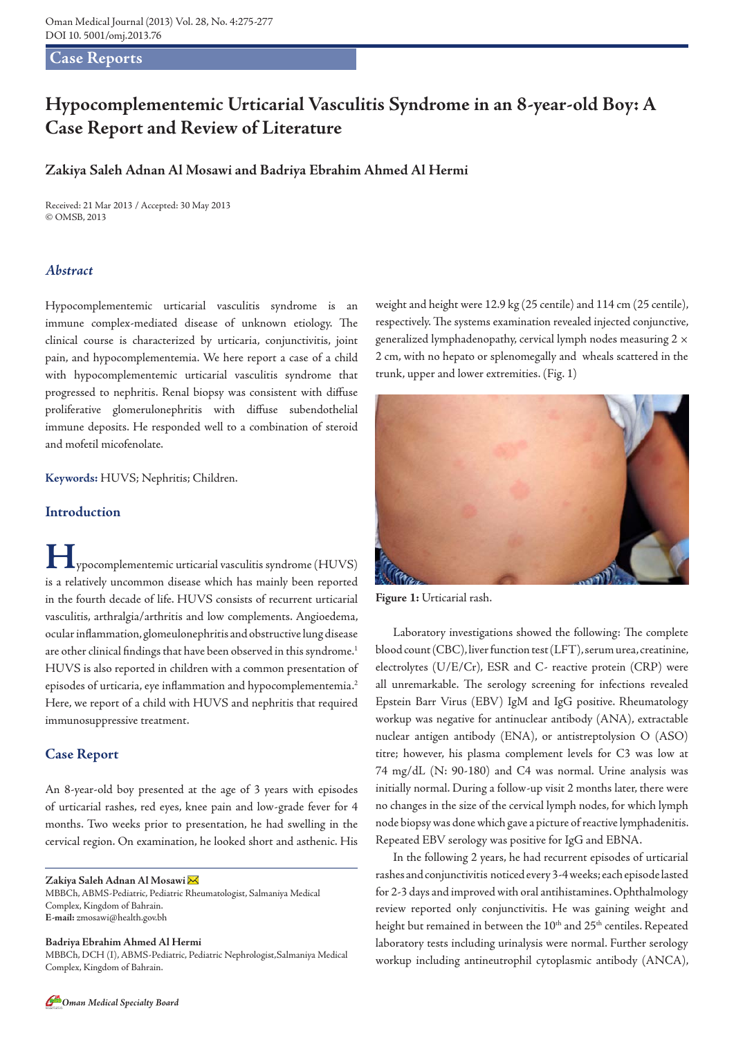## Case Reports

# Hypocomplementemic Urticarial Vasculitis Syndrome in an 8-year-old Boy: A Case Report and Review of Literature

**Zakiya Saleh Adnan Al Mosawi and Badriya Ebrahim Ahmed Al Hermi**

Received: 21 Mar 2013 / Accepted: 30 May 2013
© OMSB, 2013

### *Abstract*

Hypocomplementemic urticarial vasculitis syndrome is an immune complex-mediated disease of unknown etiology. The clinical course is characterized by urticaria, conjunctivitis, joint pain, and hypocomplementemia. We here report a case of a child with hypocomplementemic urticarial vasculitis syndrome that progressed to nephritis. Renal biopsy was consistent with diffuse proliferative glomerulonephritis with diffuse subendothelial immune deposits. He responded well to a combination of steroid and mofetil micofenolate.

**Keywords:** HUVS; Nephritis; Children.

## Introduction

Hypocomplementemic urticarial vasculitis syndrome (HUVS) is a relatively uncommon disease which has mainly been reported in the fourth decade of life. HUVS consists of recurrent urticarial vasculitis, arthralgia/arthritis and low complements. Angioedema, ocular inflammation, glomeulonephritis and obstructive lung disease are other clinical findings that have been observed in this syndrome.[1] HUVS is also reported in children with a common presentation of episodes of urticaria, eye inflammation and hypocomplementemia.[2] Here, we report of a child with HUVS and nephritis that required immunosuppressive treatment.

## Case Report

An 8-year-old boy presented at the age of 3 years with episodes of urticarial rashes, red eyes, knee pain and low-grade fever for 4 months. Two weeks prior to presentation, he had swelling in the cervical region. On examination, he looked short and asthenic. His weight and height were 12.9 kg (25 centile) and 114 cm (25 centile), respectively. The systems examination revealed injected conjunctive, generalized lymphadenopathy, cervical lymph nodes measuring 2 × 2 cm, with no hepato or splenomegally and wheals scattered in the trunk, upper and lower extremities. (Fig. 1)

**Figure 1:** Urticarial rash.

Laboratory investigations showed the following: The complete blood count (CBC), liver function test (LFT), serum urea, creatinine, electrolytes (U/E/Cr), ESR and C- reactive protein (CRP) were all unremarkable. The serology screening for infections revealed Epstein Barr Virus (EBV) IgM and IgG positive. Rheumatology workup was negative for antinuclear antibody (ANA), extractable nuclear antigen antibody (ENA), or antistreptolysion O (ASO) titre; however, his plasma complement levels for C3 was low at 74 mg/dL (N: 90-180) and C4 was normal. Urine analysis was initially normal. During a follow-up visit 2 months later, there were no changes in the size of the cervical lymph nodes, for which lymph node biopsy was done which gave a picture of reactive lymphadenitis. Repeated EBV serology was positive for IgG and EBNA.

In the following 2 years, he had recurrent episodes of urticarial rashes and conjunctivitis noticed every 3-4 weeks; each episode lasted for 2-3 days and improved with oral antihistamines. Ophthalmology review reported only conjunctivitis. He was gaining weight and height but remained in between the 10th and 25th centiles. Repeated laboratory tests including urinalysis were normal. Further serology workup including antineutrophil cytoplasmic antibody (ANCA),

---

**Zakiya Saleh Adnan Al Mosawi** ✉
MBBCh, ABMS-Pediatric, Pediatric Rheumatologist, Salmaniya Medical Complex, Kingdom of Bahrain.
**E-mail:** zmosawi@health.gov.bh

**Badriya Ebrahim Ahmed Al Hermi**
MBBCh, DCH (I), ABMS-Pediatric, Pediatric Nephrologist, Salmaniya Medical Complex, Kingdom of Bahrain.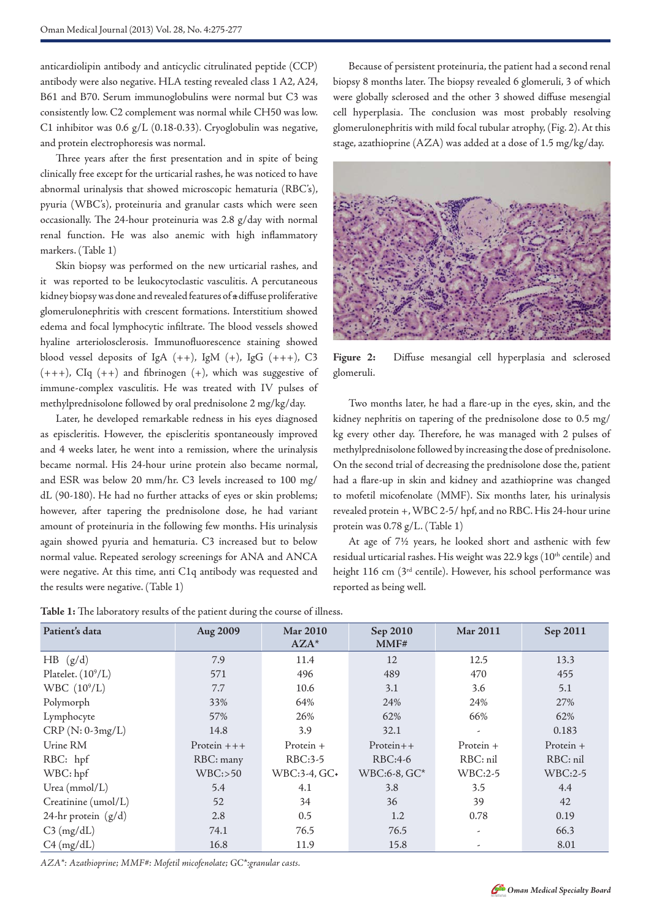anticardiolipin antibody and anticyclic citrulinated peptide (CCP) antibody were also negative. HLA testing revealed class 1 A2, A24, B61 and B70. Serum immunoglobulins were normal but C3 was consistently low. C2 complement was normal while CH50 was low. C1 inhibitor was 0.6 g/L (0.18-0.33). Cryoglobulin was negative, and protein electrophoresis was normal.

Three years after the first presentation and in spite of being clinically free except for the urticarial rashes, he was noticed to have abnormal urinalysis that showed microscopic hematuria (RBC's), pyuria (WBC's), proteinuria and granular casts which were seen occasionally. The 24-hour proteinuria was 2.8 g/day with normal renal function. He was also anemic with high inflammatory markers. (Table 1)

Skin biopsy was performed on the new urticarial rashes, and it was reported to be leukocytoclastic vasculitis. A percutaneous kidney biopsy was done and revealed features of a diffuse proliferative glomerulonephritis with crescent formations. Interstitium showed edema and focal lymphocytic infiltrate. The blood vessels showed hyaline arteriolosclerosis. Immunofluorescence staining showed blood vessel deposits of IgA (++), IgM (+), IgG (+++), C3 (+++), CIq (++) and fibrinogen (+), which was suggestive of immune-complex vasculitis. He was treated with IV pulses of methylprednisolone followed by oral prednisolone 2 mg/kg/day.

Later, he developed remarkable redness in his eyes diagnosed as episcleritis. However, the episcleritis spontaneously improved and 4 weeks later, he went into a remission, where the urinalysis became normal. His 24-hour urine protein also became normal, and ESR was below 20 mm/hr. C3 levels increased to 100 mg/dL (90-180). He had no further attacks of eyes or skin problems; however, after tapering the prednisolone dose, he had variant amount of proteinuria in the following few months. His urinalysis again showed pyuria and hematuria. C3 increased but to below normal value. Repeated serology screenings for ANA and ANCA were negative. At this time, anti C1q antibody was requested and the results were negative. (Table 1)

Because of persistent proteinuria, the patient had a second renal biopsy 8 months later. The biopsy revealed 6 glomeruli, 3 of which were globally sclerosed and the other 3 showed diffuse mesengial cell hyperplasia. The conclusion was most probably resolving glomerulonephritis with mild focal tubular atrophy, (Fig. 2). At this stage, azathioprine (AZA) was added at a dose of 1.5 mg/kg/day.

**Figure 2:** Diffuse mesangial cell hyperplasia and sclerosed glomeruli.

Two months later, he had a flare-up in the eyes, skin, and the kidney nephritis on tapering of the prednisolone dose to 0.5 mg/kg every other day. Therefore, he was managed with 2 pulses of methylprednisolone followed by increasing the dose of prednisolone. On the second trial of decreasing the prednisolone dose the, patient had a flare-up in skin and kidney and azathioprine was changed to mofetil micofenolate (MMF). Six months later, his urinalysis revealed protein +, WBC 2-5/ hpf, and no RBC. His 24-hour urine protein was 0.78 g/L. (Table 1)

At age of 7½ years, he looked short and asthenic with few residual urticarial rashes. His weight was 22.9 kgs (10th centile) and height 116 cm (3rd centile). However, his school performance was reported as being well.

**Table 1:** The laboratory results of the patient during the course of illness.

| Patient's data | Aug 2009 | Mar 2010 AZA* | Sep 2010 MMF# | Mar 2011 | Sep 2011 |
|---|---|---|---|---|---|
| HB (g/d) | 7.9 | 11.4 | 12 | 12.5 | 13.3 |
| Platelet. ($10^9$/L) | 571 | 496 | 489 | 470 | 455 |
| WBC ($10^9$/L) | 7.7 | 10.6 | 3.1 | 3.6 | 5.1 |
| Polymorph | 33% | 64% | 24% | 24% | 27% |
| Lymphocyte | 57% | 26% | 62% | 66% | 62% |
| CRP (N: 0-3mg/L) | 14.8 | 3.9 | 32.1 | - | 0.183 |
| Urine RM | Protein +++ | Protein + | Protein++ | Protein + | Protein + |
| RBC: hpf | RBC: many | RBC:3-5 | RBC:4-6 | RBC: nil | RBC: nil |
| WBC: hpf | WBC:>50 | WBC:3-4, GC* | WBC:6-8, GC* | WBC:2-5 | WBC:2-5 |
| Urea (mmol/L) | 5.4 | 4.1 | 3.8 | 3.5 | 4.4 |
| Creatinine (umol/L) | 52 | 34 | 36 | 39 | 42 |
| 24-hr protein (g/d) | 2.8 | 0.5 | 1.2 | 0.78 | 0.19 |
| C3 (mg/dL) | 74.1 | 76.5 | 76.5 | - | 66.3 |
| C4 (mg/dL) | 16.8 | 11.9 | 15.8 | - | 8.01 |

*AZA*: Azathioprine; MMF#: Mofetil micofenolate; GC*:granular casts.*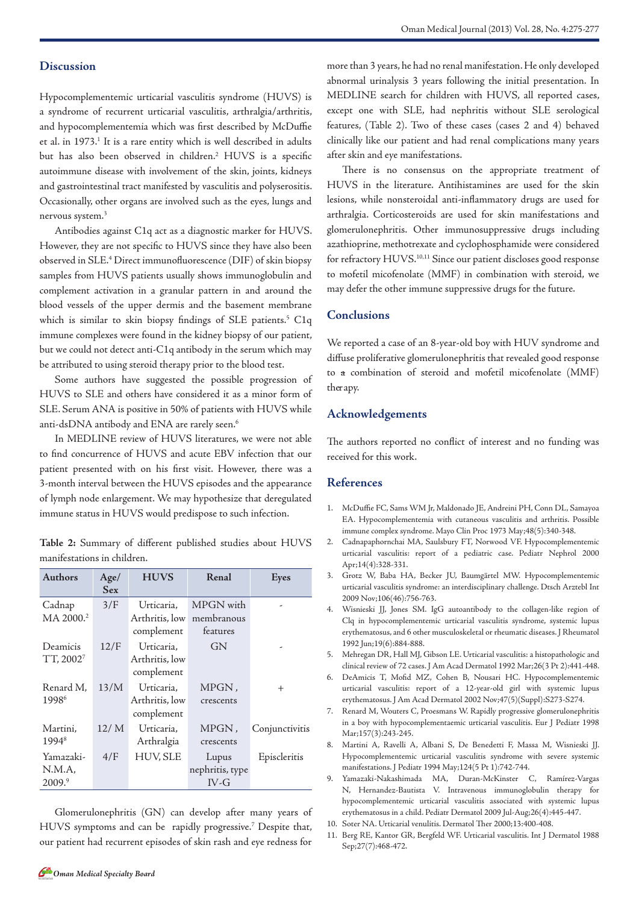## Discussion

Hypocomplementemic urticarial vasculitis syndrome (HUVS) is a syndrome of recurrent urticarial vasculitis, arthralgia/arthritis, and hypocomplementemia which was first described by McDuffie et al. in 1973.[1] It is a rare entity which is well described in adults but has also been observed in children.[2] HUVS is a specific autoimmune disease with involvement of the skin, joints, kidneys and gastrointestinal tract manifested by vasculitis and polyserositis. Occasionally, other organs are involved such as the eyes, lungs and nervous system.[3]

Antibodies against C1q act as a diagnostic marker for HUVS. However, they are not specific to HUVS since they have also been observed in SLE.[4] Direct immunofluorescence (DIF) of skin biopsy samples from HUVS patients usually shows immunoglobulin and complement activation in a granular pattern in and around the blood vessels of the upper dermis and the basement membrane which is similar to skin biopsy findings of SLE patients.[5] C1q immune complexes were found in the kidney biopsy of our patient, but we could not detect anti-C1q antibody in the serum which may be attributed to using steroid therapy prior to the blood test.

Some authors have suggested the possible progression of HUVS to SLE and others have considered it as a minor form of SLE. Serum ANA is positive in 50% of patients with HUVS while anti-dsDNA antibody and ENA are rarely seen.[6]

In MEDLINE review of HUVS literatures, we were not able to find concurrence of HUVS and acute EBV infection that our patient presented with on his first visit. However, there was a 3-month interval between the HUVS episodes and the appearance of lymph node enlargement. We may hypothesize that deregulated immune status in HUVS would predispose to such infection.

**Table 2:** Summary of different published studies about HUVS manifestations in children.

| Authors | Age/ Sex | HUVS | Renal | Eyes |
|---|---|---|---|---|
| Cadnap MA 2000.[2] | 3/F | Urticaria, Arthritis, low complement | MPGN with membranous features | - |
| Deamicis TT, 2002[7] | 12/F | Urticaria, Arthritis, low complement | GN | - |
| Renard M, 1998[6] | 13/M | Urticaria, Arthritis, low complement | MPGN , crescents | + |
| Martini, 1994[8] | 12/ M | Urticaria, Arthralgia | MPGN , crescents | Conjunctivitis |
| Yamazaki-N.M.A, 2009.[9] | 4/F | HUV, SLE | Lupus nephritis, type IV-G | Episcleritis |

Glomerulonephritis (GN) can develop after many years of HUVS symptoms and can be rapidly progressive.[7] Despite that, our patient had recurrent episodes of skin rash and eye redness for more than 3 years, he had no renal manifestation. He only developed abnormal urinalysis 3 years following the initial presentation. In MEDLINE search for children with HUVS, all reported cases, except one with SLE, had nephritis without SLE serological features, (Table 2). Two of these cases (cases 2 and 4) behaved clinically like our patient and had renal complications many years after skin and eye manifestations.

There is no consensus on the appropriate treatment of HUVS in the literature. Antihistamines are used for the skin lesions, while nonsteroidal anti-inflammatory drugs are used for arthralgia. Corticosteroids are used for skin manifestations and glomerulonephritis. Other immunosuppressive drugs including azathioprine, methotrexate and cyclophosphamide were considered for refractory HUVS.[10,11] Since our patient discloses good response to mofetil micofenolate (MMF) in combination with steroid, we may defer the other immune suppressive drugs for the future.

## Conclusions

We reported a case of an 8-year-old boy with HUV syndrome and diffuse proliferative glomerulonephritis that revealed good response to a combination of steroid and mofetil micofenolate (MMF) therapy.

## Acknowledgements

The authors reported no conflict of interest and no funding was received for this work.

## References

1. McDuffie FC, Sams WM Jr, Maldonado JE, Andreini PH, Conn DL, Samayoa EA. Hypocomplementemia with cutaneous vasculitis and arthritis. Possible immune complex syndrome. Mayo Clin Proc 1973 May;48(5):340-348.
2. Cadnapaphornchai MA, Saulsbury FT, Norwood VF. Hypocomplementemic urticarial vasculitis: report of a pediatric case. Pediatr Nephrol 2000 Apr;14(4):328-331.
3. Grotz W, Baba HA, Becker JU, Baumgärtel MW. Hypocomplementemic urticarial vasculitis syndrome: an interdisciplinary challenge. Dtsch Arztebl Int 2009 Nov;106(46):756-763.
4. Wisnieski JJ, Jones SM. IgG autoantibody to the collagen-like region of Clq in hypocomplementemic urticarial vasculitis syndrome, systemic lupus erythematosus, and 6 other musculoskeletal or rheumatic diseases. J Rheumatol 1992 Jun;19(6):884-888.
5. Mehregan DR, Hall MJ, Gibson LE. Urticarial vasculitis: a histopathologic and clinical review of 72 cases. J Am Acad Dermatol 1992 Mar;26(3 Pt 2):441-448.
6. DeAmicis T, Mofid MZ, Cohen B, Nousari HC. Hypocomplementemic urticarial vasculitis: report of a 12-year-old girl with systemic lupus erythematosus. J Am Acad Dermatol 2002 Nov;47(5)(Suppl):S273-S274.
7. Renard M, Wouters C, Proesmans W. Rapidly progressive glomerulonephritis in a boy with hypocomplementaemic urticarial vasculitis. Eur J Pediatr 1998 Mar;157(3):243-245.
8. Martini A, Ravelli A, Albani S, De Benedetti F, Massa M, Wisnieski JJ. Hypocomplementemic urticarial vasculitis syndrome with severe systemic manifestations. J Pediatr 1994 May;124(5 Pt 1):742-744.
9. Yamazaki-Nakashimada MA, Duran-McKinster C, Ramírez-Vargas N, Hernandez-Bautista V. Intravenous immunoglobulin therapy for hypocomplementemic urticarial vasculitis associated with systemic lupus erythematosus in a child. Pediatr Dermatol 2009 Jul-Aug;26(4):445-447.
10. Soter NA. Urticarial venulitis. Dermatol Ther 2000;13:400-408.
11. Berg RE, Kantor GR, Bergfeld WF. Urticarial vasculitis. Int J Dermatol 1988 Sep;27(7):468-472.